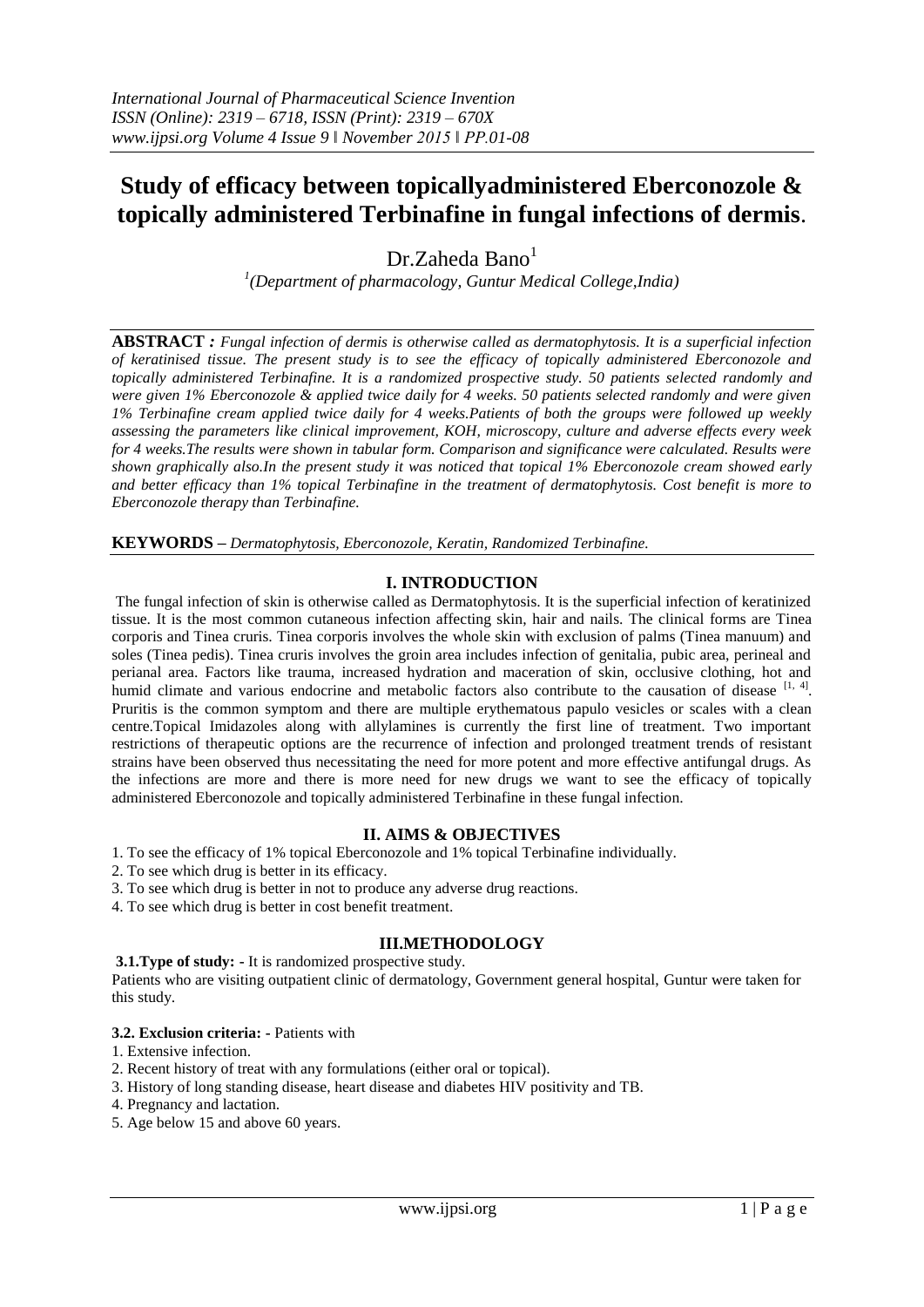# Study of efficacy between topicallyadministered Eberconozole & topically administered Terbinafine in fungal infections of dermis.

Dr.Zaheda Bano[1]

[1](Department of pharmacology, Guntur Medical College,India)

**ABSTRACT** *: Fungal infection of dermis is otherwise called as dermatophytosis. It is a superficial infection of keratinised tissue. The present study is to see the efficacy of topically administered Eberconozole and topically administered Terbinafine. It is a randomized prospective study. 50 patients selected randomly and were given 1% Eberconozole & applied twice daily for 4 weeks. 50 patients selected randomly and were given 1% Terbinafine cream applied twice daily for 4 weeks.Patients of both the groups were followed up weekly assessing the parameters like clinical improvement, KOH, microscopy, culture and adverse effects every week for 4 weeks.The results were shown in tabular form. Comparison and significance were calculated. Results were shown graphically also.In the present study it was noticed that topical 1% Eberconozole cream showed early and better efficacy than 1% topical Terbinafine in the treatment of dermatophytosis. Cost benefit is more to Eberconozole therapy than Terbinafine.*

**KEYWORDS –** *Dermatophytosis, Eberconozole, Keratin, Randomized Terbinafine.*

## I. INTRODUCTION

The fungal infection of skin is otherwise called as Dermatophytosis. It is the superficial infection of keratinized tissue. It is the most common cutaneous infection affecting skin, hair and nails. The clinical forms are Tinea corporis and Tinea cruris. Tinea corporis involves the whole skin with exclusion of palms (Tinea manuum) and soles (Tinea pedis). Tinea cruris involves the groin area includes infection of genitalia, pubic area, perineal and perianal area. Factors like trauma, increased hydration and maceration of skin, occlusive clothing, hot and humid climate and various endocrine and metabolic factors also contribute to the causation of disease [1, 4]. Pruritis is the common symptom and there are multiple erythematous papulo vesicles or scales with a clean centre.Topical Imidazoles along with allylamines is currently the first line of treatment. Two important restrictions of therapeutic options are the recurrence of infection and prolonged treatment trends of resistant strains have been observed thus necessitating the need for more potent and more effective antifungal drugs. As the infections are more and there is more need for new drugs we want to see the efficacy of topically administered Eberconozole and topically administered Terbinafine in these fungal infection.

## II. AIMS & OBJECTIVES

1. To see the efficacy of 1% topical Eberconozole and 1% topical Terbinafine individually.
2. To see which drug is better in its efficacy.
3. To see which drug is better in not to produce any adverse drug reactions.
4. To see which drug is better in cost benefit treatment.

## III.METHODOLOGY

**3.1.Type of study: -** It is randomized prospective study.

Patients who are visiting outpatient clinic of dermatology, Government general hospital, Guntur were taken for this study.

**3.2. Exclusion criteria: -** Patients with

1. Extensive infection.
2. Recent history of treat with any formulations (either oral or topical).
3. History of long standing disease, heart disease and diabetes HIV positivity and TB.
4. Pregnancy and lactation.
5. Age below 15 and above 60 years.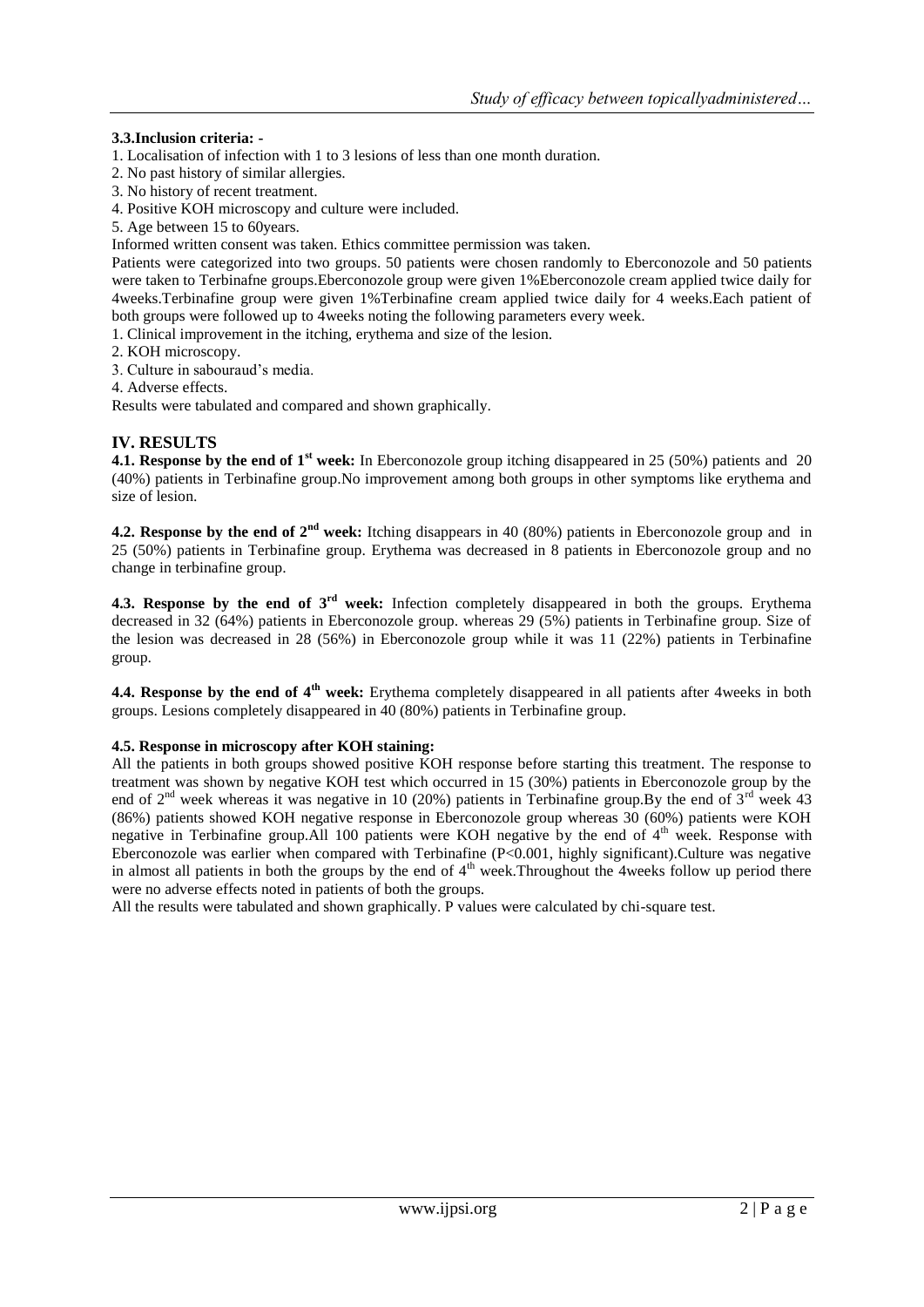**3.3.Inclusion criteria: -**

1. Localisation of infection with 1 to 3 lesions of less than one month duration.
2. No past history of similar allergies.
3. No history of recent treatment.
4. Positive KOH microscopy and culture were included.
5. Age between 15 to 60years.

Informed written consent was taken. Ethics committee permission was taken.

Patients were categorized into two groups. 50 patients were chosen randomly to Eberconozole and 50 patients were taken to Terbinafne groups.Eberconozole group were given 1%Eberconozole cream applied twice daily for 4weeks.Terbinafine group were given 1%Terbinafine cream applied twice daily for 4 weeks.Each patient of both groups were followed up to 4weeks noting the following parameters every week.

1. Clinical improvement in the itching, erythema and size of the lesion.
2. KOH microscopy.
3. Culture in sabouraud's media.
4. Adverse effects.

Results were tabulated and compared and shown graphically.

## IV. RESULTS

**4.1. Response by the end of 1st week:** In Eberconozole group itching disappeared in 25 (50%) patients and 20 (40%) patients in Terbinafine group.No improvement among both groups in other symptoms like erythema and size of lesion.

**4.2. Response by the end of 2nd week:** Itching disappears in 40 (80%) patients in Eberconozole group and in 25 (50%) patients in Terbinafine group. Erythema was decreased in 8 patients in Eberconozole group and no change in terbinafine group.

**4.3. Response by the end of 3rd week:** Infection completely disappeared in both the groups. Erythema decreased in 32 (64%) patients in Eberconozole group. whereas 29 (5%) patients in Terbinafine group. Size of the lesion was decreased in 28 (56%) in Eberconozole group while it was 11 (22%) patients in Terbinafine group.

**4.4. Response by the end of 4th week:** Erythema completely disappeared in all patients after 4weeks in both groups. Lesions completely disappeared in 40 (80%) patients in Terbinafine group.

**4.5. Response in microscopy after KOH staining:**

All the patients in both groups showed positive KOH response before starting this treatment. The response to treatment was shown by negative KOH test which occurred in 15 (30%) patients in Eberconozole group by the end of 2nd week whereas it was negative in 10 (20%) patients in Terbinafine group.By the end of 3rd week 43 (86%) patients showed KOH negative response in Eberconozole group whereas 30 (60%) patients were KOH negative in Terbinafine group.All 100 patients were KOH negative by the end of 4th week. Response with Eberconozole was earlier when compared with Terbinafine ($P<0.001$, highly significant).Culture was negative in almost all patients in both the groups by the end of 4th week.Throughout the 4weeks follow up period there were no adverse effects noted in patients of both the groups.

All the results were tabulated and shown graphically. P values were calculated by chi-square test.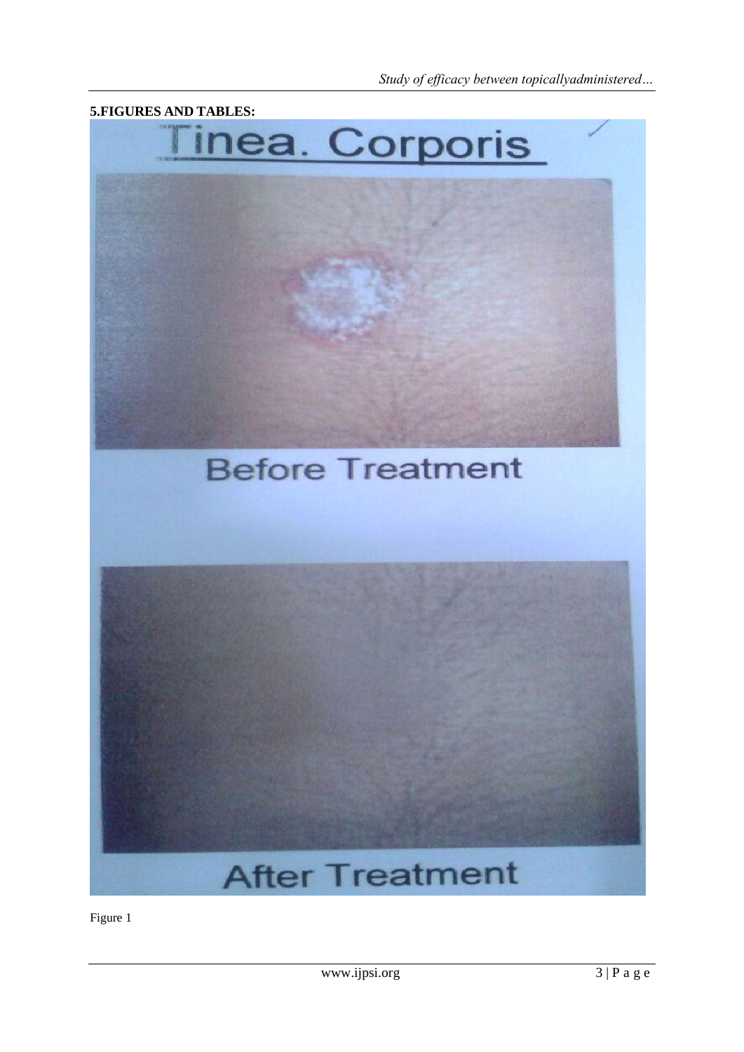**5.FIGURES AND TABLES:**

Tinea. Corporis

Before Treatment

After Treatment

Figure 1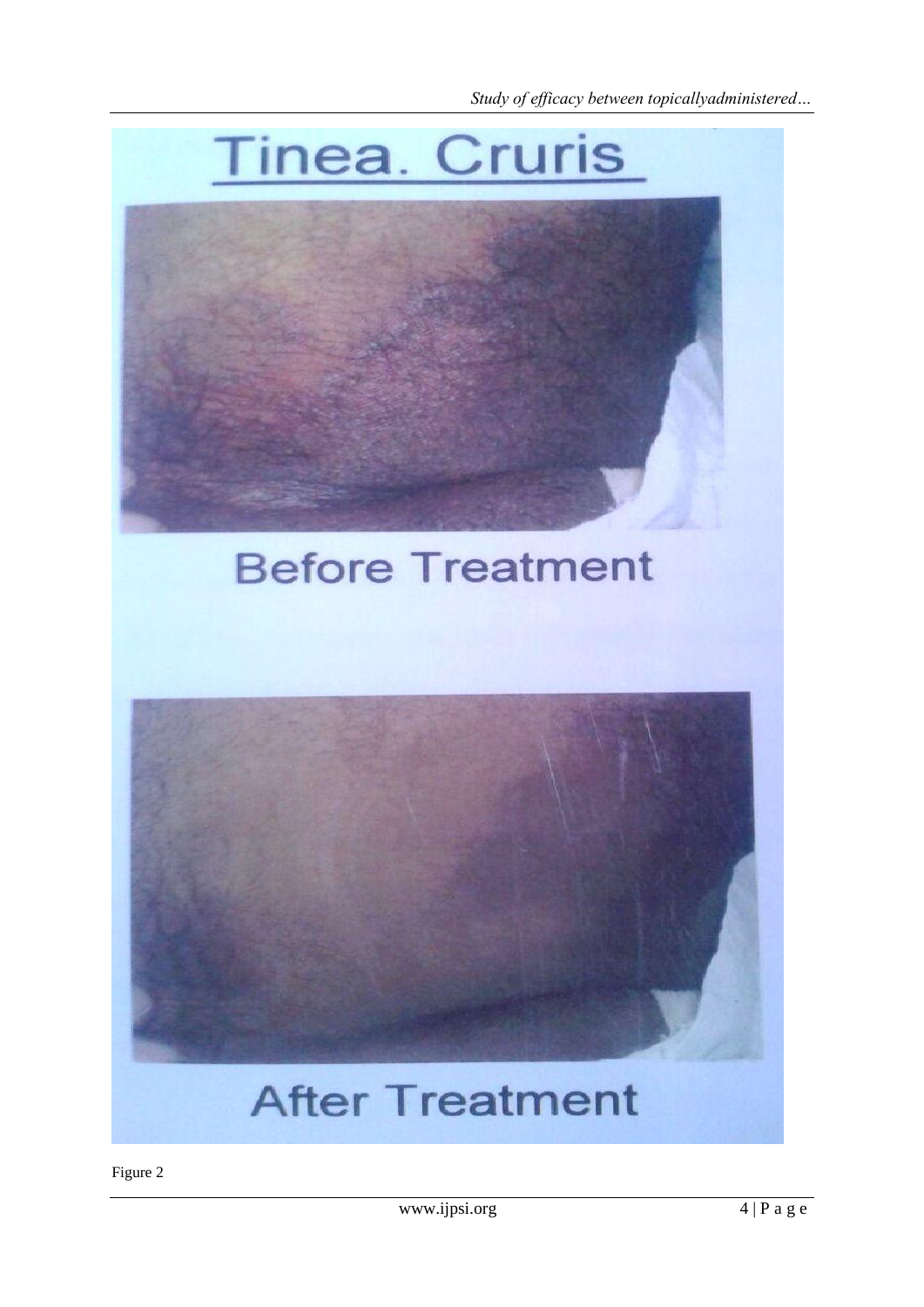Tinea. Cruris

Before Treatment

After Treatment

Figure 2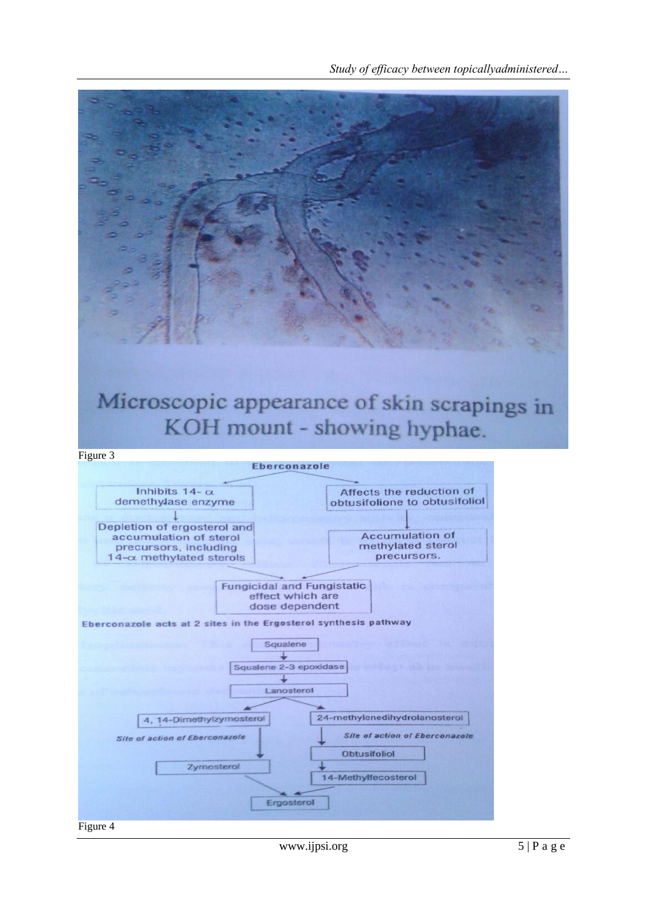Microscopic appearance of skin scrapings in KOH mount - showing hyphae.

Figure 3

**Eberconazole**

- Inhibits 14- α demethylase enzyme → Depletion of ergosterol and accumulation of sterol precursors, including 14-α methylated sterols
- Affects the reduction of obtusifolione to obtusifoliol → Accumulation of methylated sterol precursors.

→ Fungicidal and Fungistatic effect which are dose dependent

Eberconazole acts at 2 sites in the Ergosterol synthesis pathway

Squalene → Squalene 2-3 epoxidase → Lanosterol

- 4, 14-Dimethylzymosterol → (*Site of action of Eberconazole*) → Zymosterol
- 24-methylenedihydrolanosterol → (*Site of action of Eberconazole*) → Obtusifoliol → 14-Methylfecosterol

→ Ergosterol

Figure 4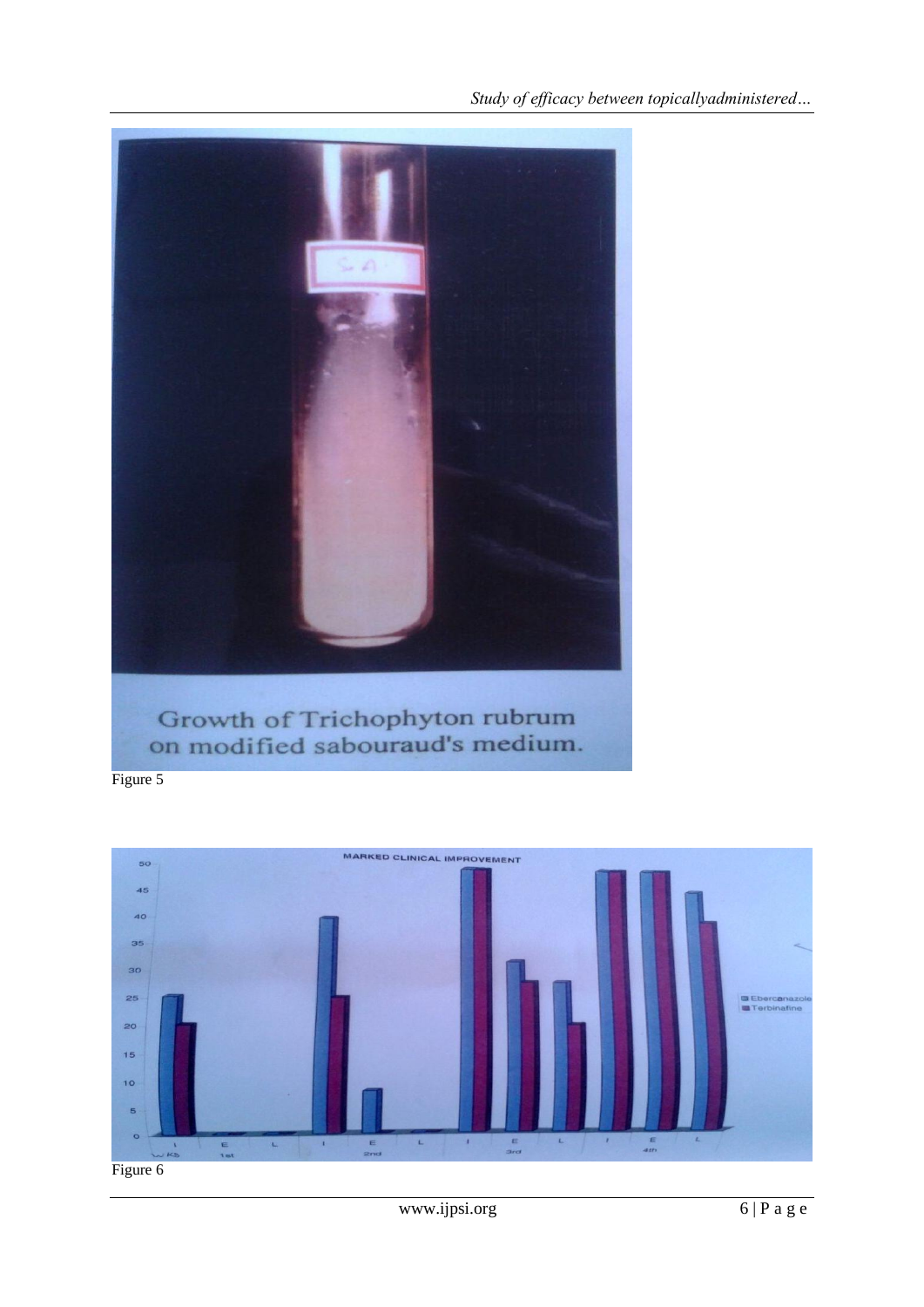Growth of Trichophyton rubrum on modified sabouraud's medium.

Figure 5

Figure 6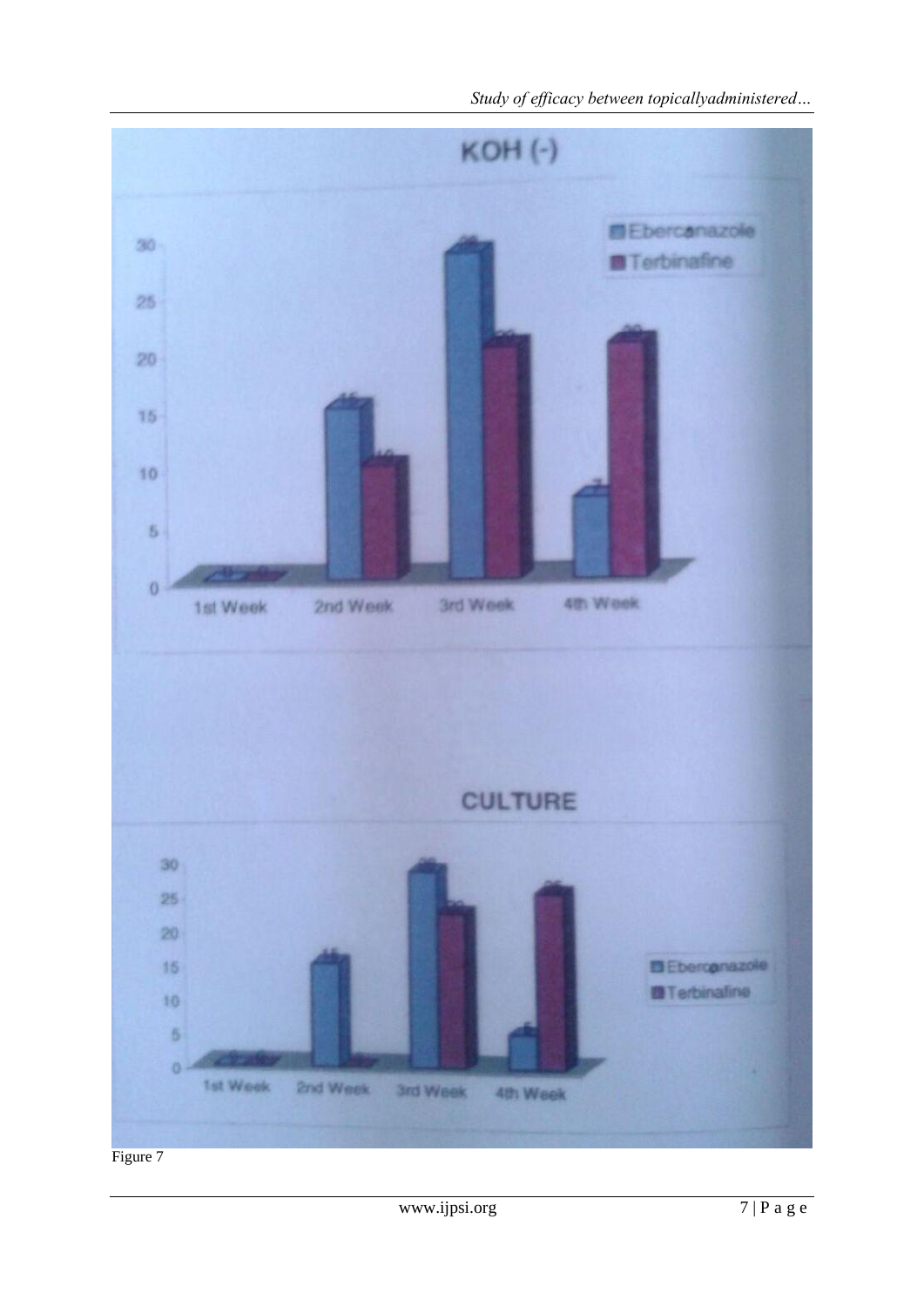Figure 7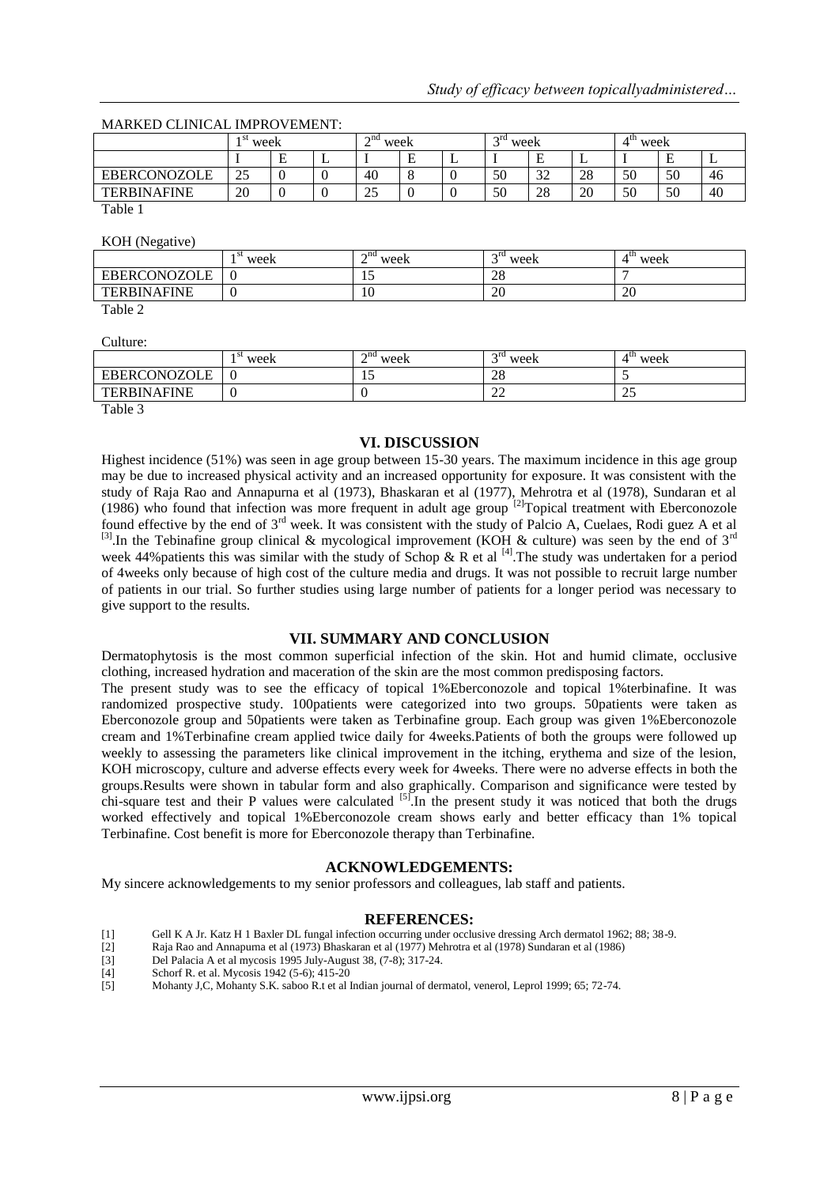MARKED CLINICAL IMPROVEMENT:

| | 1st week | | | 2nd week | | | 3rd week | | | 4th week | | |
|---|---|---|---|---|---|---|---|---|---|---|---|---|
| | I | E | L | I | E | L | I | E | L | I | E | L |
| EBERCONOZOLE | 25 | 0 | 0 | 40 | 8 | 0 | 50 | 32 | 28 | 50 | 50 | 46 |
| TERBINAFINE | 20 | 0 | 0 | 25 | 0 | 0 | 50 | 28 | 20 | 50 | 50 | 40 |

Table 1

KOH (Negative)

| | 1st week | 2nd week | 3rd week | 4th week |
|---|---|---|---|---|
| EBERCONOZOLE | 0 | 15 | 28 | 7 |
| TERBINAFINE | 0 | 10 | 20 | 20 |

Table 2

Culture:

| | 1st week | 2nd week | 3rd week | 4th week |
|---|---|---|---|---|
| EBERCONOZOLE | 0 | 15 | 28 | 5 |
| TERBINAFINE | 0 | 0 | 22 | 25 |

Table 3

## VI. DISCUSSION

Highest incidence (51%) was seen in age group between 15-30 years. The maximum incidence in this age group may be due to increased physical activity and an increased opportunity for exposure. It was consistent with the study of Raja Rao and Annapurna et al (1973), Bhaskaran et al (1977), Mehrotra et al (1978), Sundaran et al (1986) who found that infection was more frequent in adult age group [2]Topical treatment with Eberconozole found effective by the end of 3rd week. It was consistent with the study of Palcio A, Cuelaes, Rodi guez A et al [3].In the Tebinafine group clinical & mycological improvement (KOH & culture) was seen by the end of 3rd week 44%patients this was similar with the study of Schop & R et al [4].The study was undertaken for a period of 4weeks only because of high cost of the culture media and drugs. It was not possible to recruit large number of patients in our trial. So further studies using large number of patients for a longer period was necessary to give support to the results.

## VII. SUMMARY AND CONCLUSION

Dermatophytosis is the most common superficial infection of the skin. Hot and humid climate, occlusive clothing, increased hydration and maceration of the skin are the most common predisposing factors.

The present study was to see the efficacy of topical 1%Eberconozole and topical 1%terbinafine. It was randomized prospective study. 100patients were categorized into two groups. 50patients were taken as Eberconozole group and 50patients were taken as Terbinafine group. Each group was given 1%Eberconozole cream and 1%Terbinafine cream applied twice daily for 4weeks.Patients of both the groups were followed up weekly to assessing the parameters like clinical improvement in the itching, erythema and size of the lesion, KOH microscopy, culture and adverse effects every week for 4weeks. There were no adverse effects in both the groups.Results were shown in tabular form and also graphically. Comparison and significance were tested by chi-square test and their P values were calculated [5].In the present study it was noticed that both the drugs worked effectively and topical 1%Eberconozole cream shows early and better efficacy than 1% topical Terbinafine. Cost benefit is more for Eberconozole therapy than Terbinafine.

## ACKNOWLEDGEMENTS:

My sincere acknowledgements to my senior professors and colleagues, lab staff and patients.

## REFERENCES:

[1] Gell K A Jr. Katz H 1 Baxler DL fungal infection occurring under occlusive dressing Arch dermatol 1962; 88; 38-9.
[2] Raja Rao and Annapurna et al (1973) Bhaskaran et al (1977) Mehrotra et al (1978) Sundaran et al (1986)
[3] Del Palacia A et al mycosis 1995 July-August 38, (7-8); 317-24.
[4] Schorf R. et al. Mycosis 1942 (5-6); 415-20
[5] Mohanty J,C, Mohanty S.K. saboo R.t et al Indian journal of dermatol, venerol, Leprol 1999; 65; 72-74.